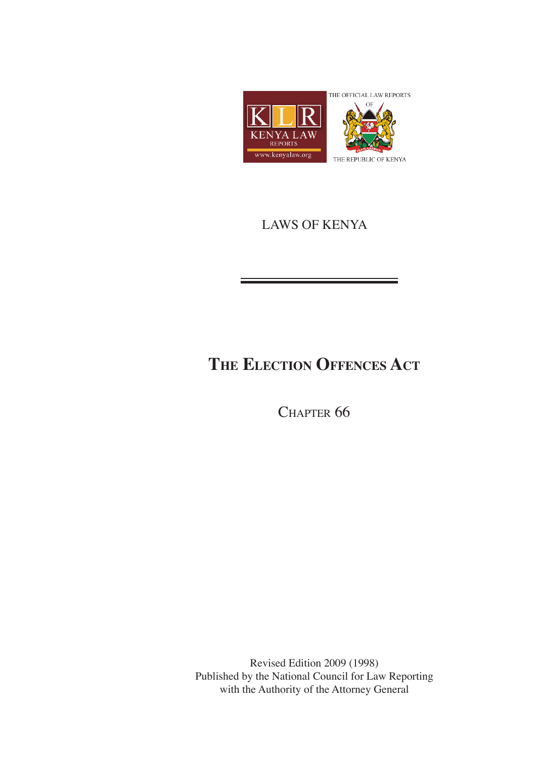KLR
KENYA LAW
REPORTS
www.kenyalaw.org

THE OFFICIAL LAW REPORTS
OF
THE REPUBLIC OF KENYA

LAWS OF KENYA

# THE ELECTION OFFENCES ACT

## CHAPTER 66

Revised Edition 2009 (1998)
Published by the National Council for Law Reporting
with the Authority of the Attorney General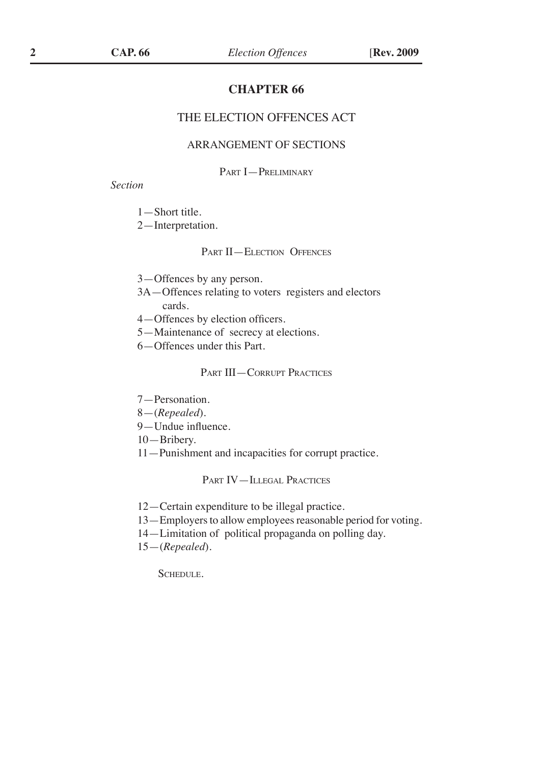# CHAPTER 66

## THE ELECTION OFFENCES ACT

### ARRANGEMENT OF SECTIONS

PART I—PRELIMINARY

*Section*

1—Short title.
2—Interpretation.

PART II—ELECTION OFFENCES

3—Offences by any person.
3A—Offences relating to voters registers and electors cards.
4—Offences by election officers.
5—Maintenance of secrecy at elections.
6—Offences under this Part.

PART III—CORRUPT PRACTICES

7—Personation.
8—(*Repealed*).
9—Undue influence.
10—Bribery.
11—Punishment and incapacities for corrupt practice.

PART IV—ILLEGAL PRACTICES

12—Certain expenditure to be illegal practice.
13—Employers to allow employees reasonable period for voting.
14—Limitation of political propaganda on polling day.
15—(*Repealed*).

SCHEDULE.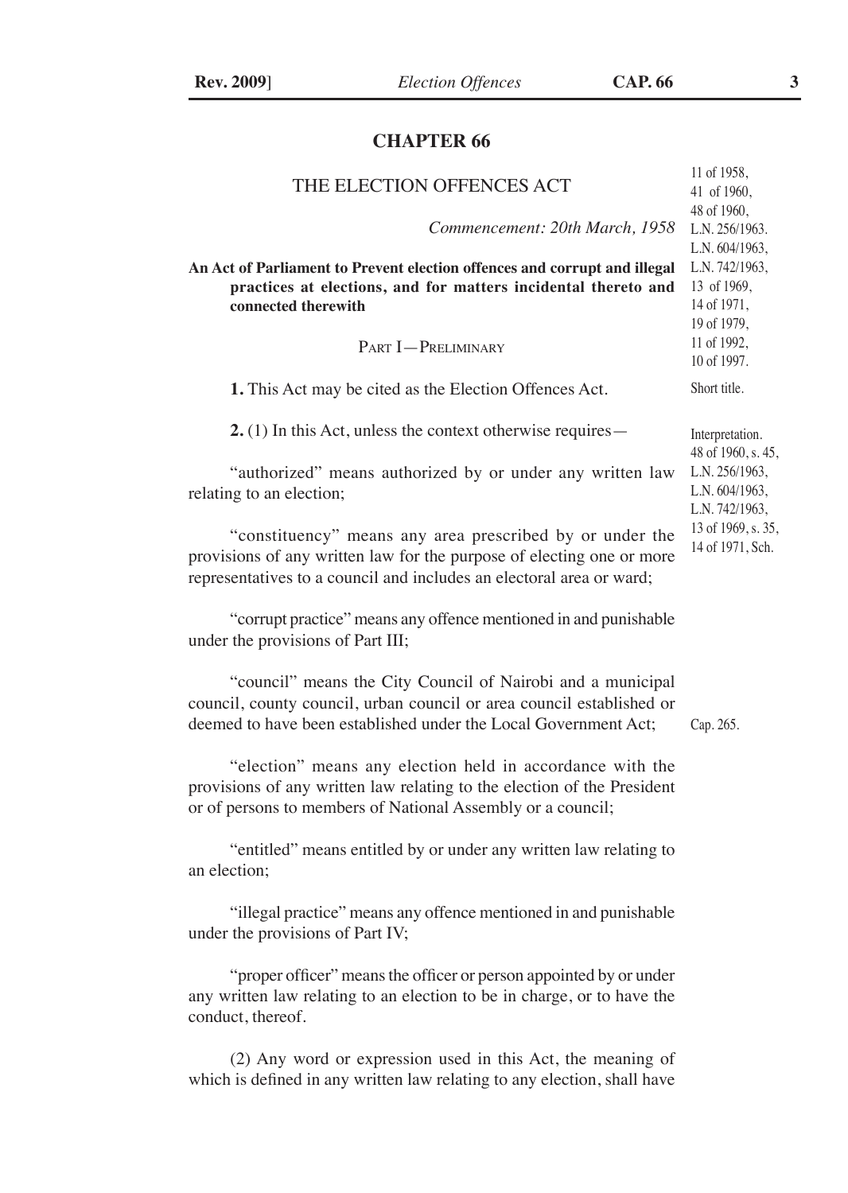# CHAPTER 66

## THE ELECTION OFFENCES ACT

11 of 1958,
41 of 1960,
48 of 1960,
L.N. 256/1963.
L.N. 604/1963,
L.N. 742/1963,
13 of 1969,
14 of 1971,
19 of 1979,
11 of 1992,
10 of 1997.

*Commencement: 20th March, 1958*

**An Act of Parliament to Prevent election offences and corrupt and illegal practices at elections, and for matters incidental thereto and connected therewith**

### PART I—PRELIMINARY

Short title.

**1.** This Act may be cited as the Election Offences Act.

Interpretation.
48 of 1960, s. 45,
L.N. 256/1963,
L.N. 604/1963,
L.N. 742/1963,
13 of 1969, s. 35,
14 of 1971, Sch.

**2.** (1) In this Act, unless the context otherwise requires—

"authorized" means authorized by or under any written law relating to an election;

"constituency" means any area prescribed by or under the provisions of any written law for the purpose of electing one or more representatives to a council and includes an electoral area or ward;

"corrupt practice" means any offence mentioned in and punishable under the provisions of Part III;

"council" means the City Council of Nairobi and a municipal council, county council, urban council or area council established or deemed to have been established under the Local Government Act;

Cap. 265.

"election" means any election held in accordance with the provisions of any written law relating to the election of the President or of persons to members of National Assembly or a council;

"entitled" means entitled by or under any written law relating to an election;

"illegal practice" means any offence mentioned in and punishable under the provisions of Part IV;

"proper officer" means the officer or person appointed by or under any written law relating to an election to be in charge, or to have the conduct, thereof.

(2) Any word or expression used in this Act, the meaning of which is defined in any written law relating to any election, shall have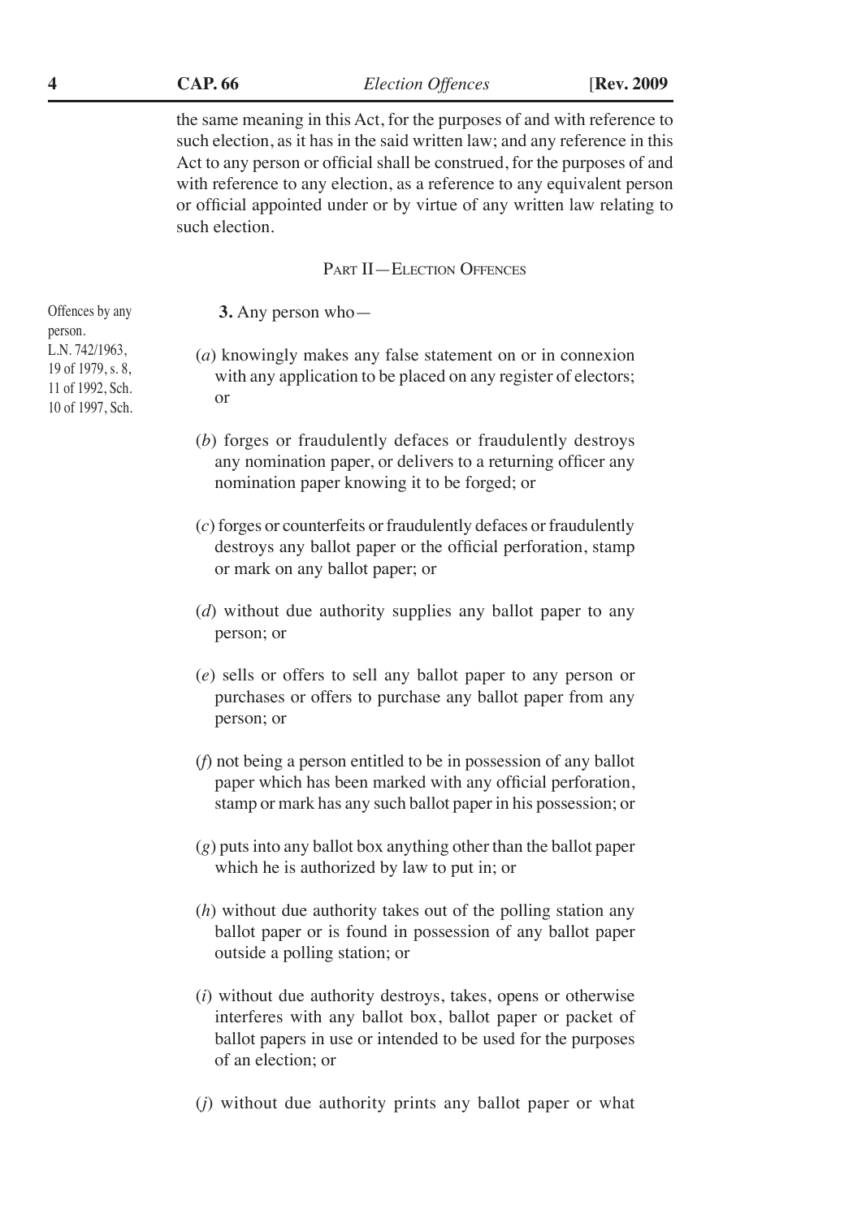the same meaning in this Act, for the purposes of and with reference to such election, as it has in the said written law; and any reference in this Act to any person or official shall be construed, for the purposes of and with reference to any election, as a reference to any equivalent person or official appointed under or by virtue of any written law relating to such election.

## PART II—ELECTION OFFENCES

Offences by any person. L.N. 742/1963, 19 of 1979, s. 8, 11 of 1992, Sch. 10 of 1997, Sch.

**3.** Any person who—

(*a*) knowingly makes any false statement on or in connexion with any application to be placed on any register of electors; or

(*b*) forges or fraudulently defaces or fraudulently destroys any nomination paper, or delivers to a returning officer any nomination paper knowing it to be forged; or

(*c*) forges or counterfeits or fraudulently defaces or fraudulently destroys any ballot paper or the official perforation, stamp or mark on any ballot paper; or

(*d*) without due authority supplies any ballot paper to any person; or

(*e*) sells or offers to sell any ballot paper to any person or purchases or offers to purchase any ballot paper from any person; or

(*f*) not being a person entitled to be in possession of any ballot paper which has been marked with any official perforation, stamp or mark has any such ballot paper in his possession; or

(*g*) puts into any ballot box anything other than the ballot paper which he is authorized by law to put in; or

(*h*) without due authority takes out of the polling station any ballot paper or is found in possession of any ballot paper outside a polling station; or

(*i*) without due authority destroys, takes, opens or otherwise interferes with any ballot box, ballot paper or packet of ballot papers in use or intended to be used for the purposes of an election; or

(*j*) without due authority prints any ballot paper or what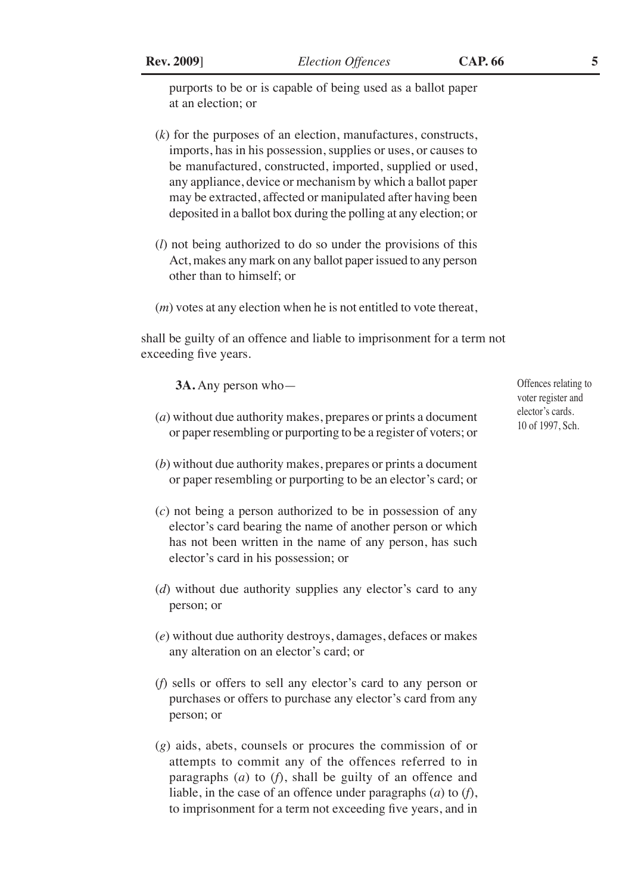purports to be or is capable of being used as a ballot paper at an election; or

(*k*) for the purposes of an election, manufactures, constructs, imports, has in his possession, supplies or uses, or causes to be manufactured, constructed, imported, supplied or used, any appliance, device or mechanism by which a ballot paper may be extracted, affected or manipulated after having been deposited in a ballot box during the polling at any election; or

(*l*) not being authorized to do so under the provisions of this Act, makes any mark on any ballot paper issued to any person other than to himself; or

(*m*) votes at any election when he is not entitled to vote thereat,

shall be guilty of an offence and liable to imprisonment for a term not exceeding five years.

Offences relating to voter register and elector's cards. 10 of 1997, Sch.

**3A.** Any person who—

(*a*) without due authority makes, prepares or prints a document or paper resembling or purporting to be a register of voters; or

(*b*) without due authority makes, prepares or prints a document or paper resembling or purporting to be an elector's card; or

(*c*) not being a person authorized to be in possession of any elector's card bearing the name of another person or which has not been written in the name of any person, has such elector's card in his possession; or

(*d*) without due authority supplies any elector's card to any person; or

(*e*) without due authority destroys, damages, defaces or makes any alteration on an elector's card; or

(*f*) sells or offers to sell any elector's card to any person or purchases or offers to purchase any elector's card from any person; or

(*g*) aids, abets, counsels or procures the commission of or attempts to commit any of the offences referred to in paragraphs (*a*) to (*f*), shall be guilty of an offence and liable, in the case of an offence under paragraphs (*a*) to (*f*), to imprisonment for a term not exceeding five years, and in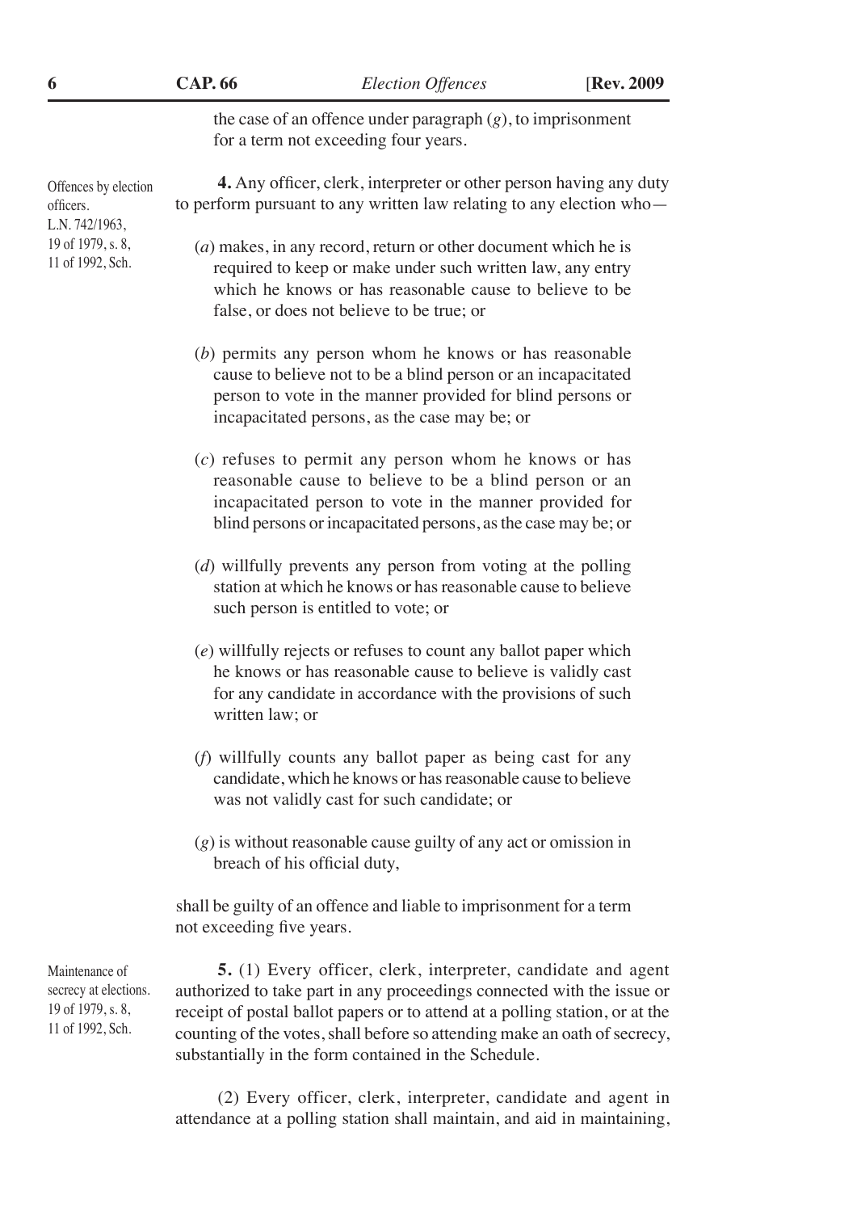the case of an offence under paragraph (*g*), to imprisonment for a term not exceeding four years.

Offences by election officers. L.N. 742/1963, 19 of 1979, s. 8, 11 of 1992, Sch.

**4.** Any officer, clerk, interpreter or other person having any duty to perform pursuant to any written law relating to any election who—

(*a*) makes, in any record, return or other document which he is required to keep or make under such written law, any entry which he knows or has reasonable cause to believe to be false, or does not believe to be true; or

(*b*) permits any person whom he knows or has reasonable cause to believe not to be a blind person or an incapacitated person to vote in the manner provided for blind persons or incapacitated persons, as the case may be; or

(*c*) refuses to permit any person whom he knows or has reasonable cause to believe to be a blind person or an incapacitated person to vote in the manner provided for blind persons or incapacitated persons, as the case may be; or

(*d*) willfully prevents any person from voting at the polling station at which he knows or has reasonable cause to believe such person is entitled to vote; or

(*e*) willfully rejects or refuses to count any ballot paper which he knows or has reasonable cause to believe is validly cast for any candidate in accordance with the provisions of such written law; or

(*f*) willfully counts any ballot paper as being cast for any candidate, which he knows or has reasonable cause to believe was not validly cast for such candidate; or

(*g*) is without reasonable cause guilty of any act or omission in breach of his official duty,

shall be guilty of an offence and liable to imprisonment for a term not exceeding five years.

Maintenance of secrecy at elections. 19 of 1979, s. 8, 11 of 1992, Sch.

**5.** (1) Every officer, clerk, interpreter, candidate and agent authorized to take part in any proceedings connected with the issue or receipt of postal ballot papers or to attend at a polling station, or at the counting of the votes, shall before so attending make an oath of secrecy, substantially in the form contained in the Schedule.

(2) Every officer, clerk, interpreter, candidate and agent in attendance at a polling station shall maintain, and aid in maintaining,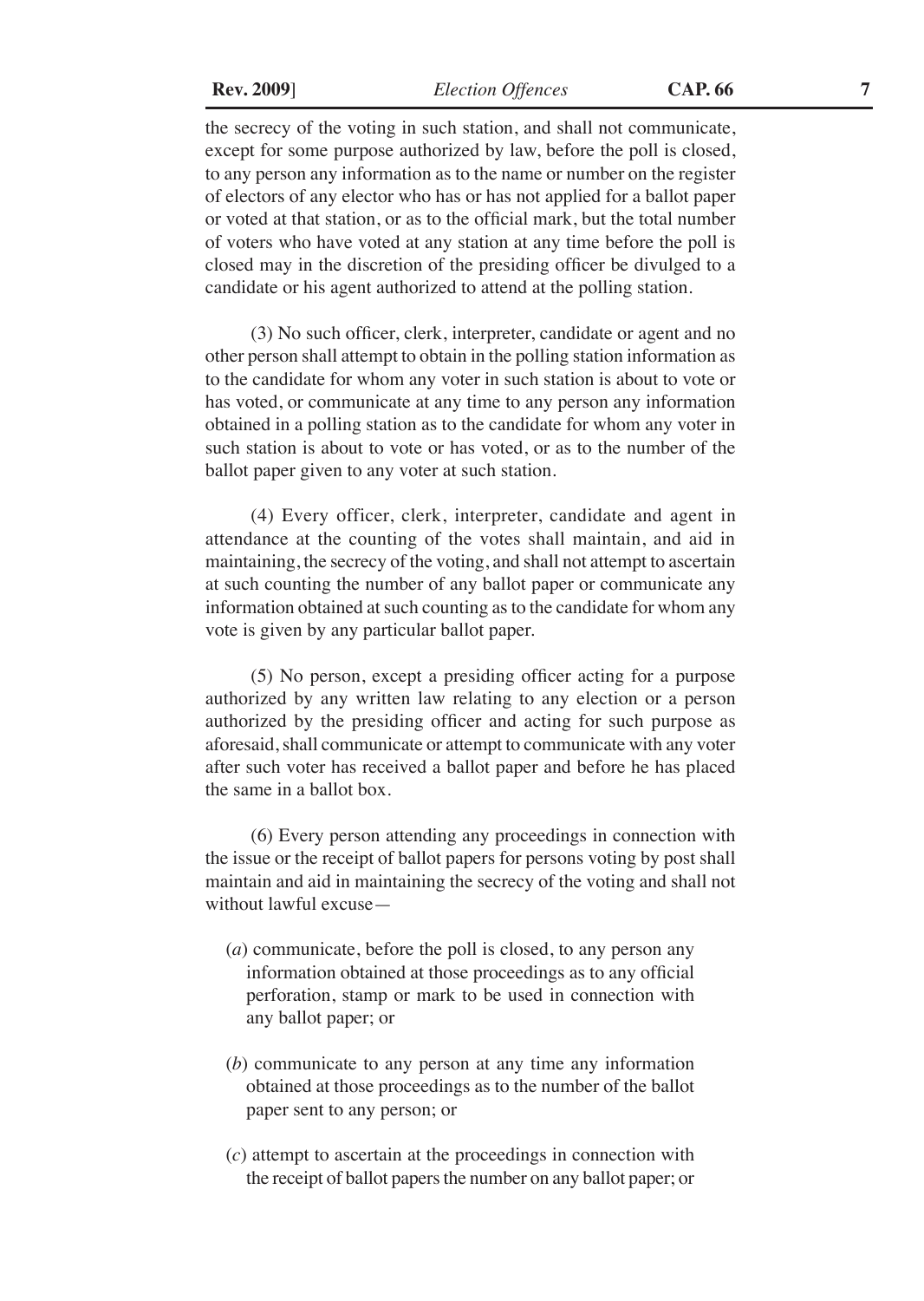the secrecy of the voting in such station, and shall not communicate, except for some purpose authorized by law, before the poll is closed, to any person any information as to the name or number on the register of electors of any elector who has or has not applied for a ballot paper or voted at that station, or as to the official mark, but the total number of voters who have voted at any station at any time before the poll is closed may in the discretion of the presiding officer be divulged to a candidate or his agent authorized to attend at the polling station.

(3) No such officer, clerk, interpreter, candidate or agent and no other person shall attempt to obtain in the polling station information as to the candidate for whom any voter in such station is about to vote or has voted, or communicate at any time to any person any information obtained in a polling station as to the candidate for whom any voter in such station is about to vote or has voted, or as to the number of the ballot paper given to any voter at such station.

(4) Every officer, clerk, interpreter, candidate and agent in attendance at the counting of the votes shall maintain, and aid in maintaining, the secrecy of the voting, and shall not attempt to ascertain at such counting the number of any ballot paper or communicate any information obtained at such counting as to the candidate for whom any vote is given by any particular ballot paper.

(5) No person, except a presiding officer acting for a purpose authorized by any written law relating to any election or a person authorized by the presiding officer and acting for such purpose as aforesaid, shall communicate or attempt to communicate with any voter after such voter has received a ballot paper and before he has placed the same in a ballot box.

(6) Every person attending any proceedings in connection with the issue or the receipt of ballot papers for persons voting by post shall maintain and aid in maintaining the secrecy of the voting and shall not without lawful excuse—

(*a*) communicate, before the poll is closed, to any person any information obtained at those proceedings as to any official perforation, stamp or mark to be used in connection with any ballot paper; or

(*b*) communicate to any person at any time any information obtained at those proceedings as to the number of the ballot paper sent to any person; or

(*c*) attempt to ascertain at the proceedings in connection with the receipt of ballot papers the number on any ballot paper; or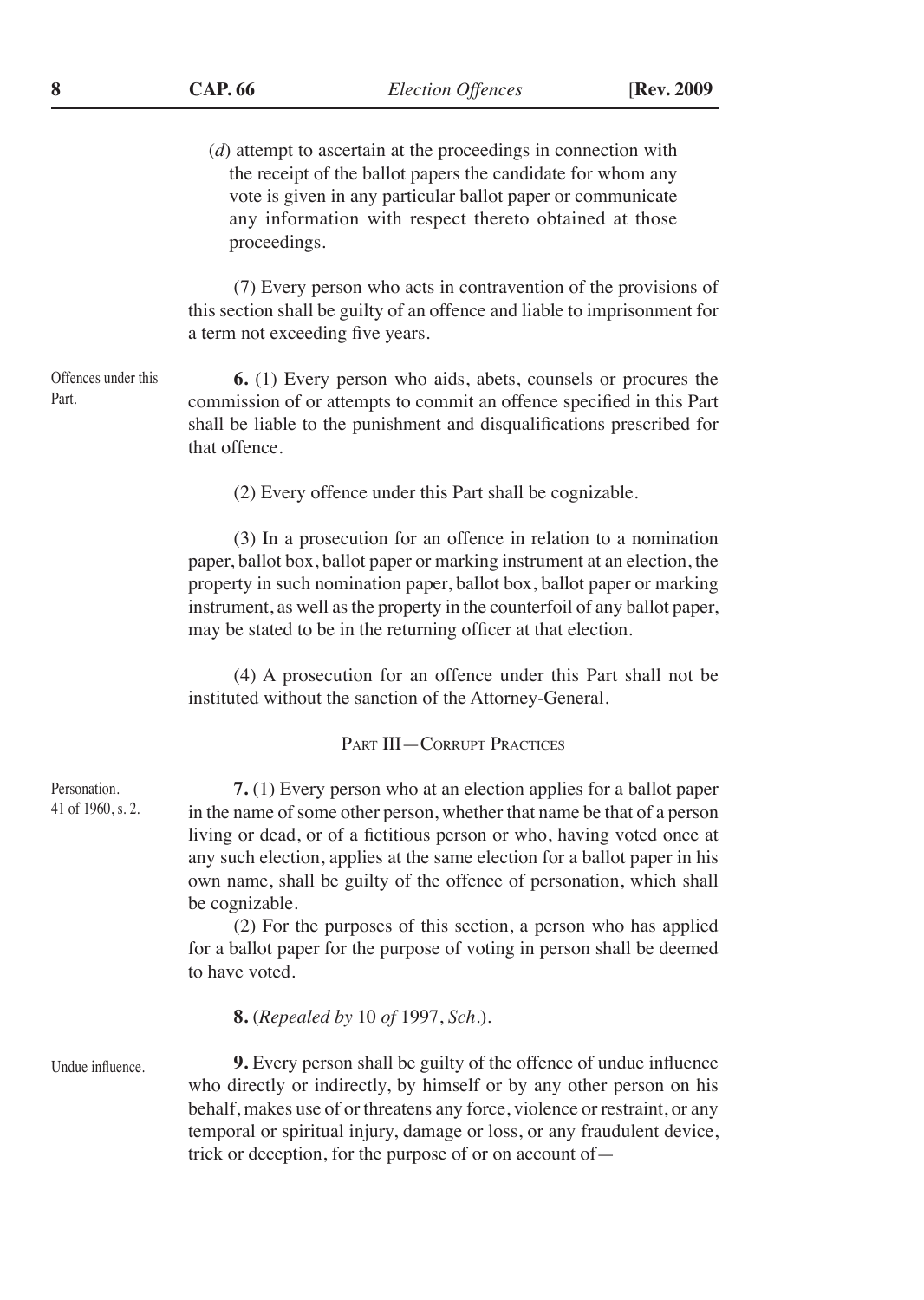(*d*) attempt to ascertain at the proceedings in connection with the receipt of the ballot papers the candidate for whom any vote is given in any particular ballot paper or communicate any information with respect thereto obtained at those proceedings.

(7) Every person who acts in contravention of the provisions of this section shall be guilty of an offence and liable to imprisonment for a term not exceeding five years.

Offences under this Part.

**6.** (1) Every person who aids, abets, counsels or procures the commission of or attempts to commit an offence specified in this Part shall be liable to the punishment and disqualifications prescribed for that offence.

(2) Every offence under this Part shall be cognizable.

(3) In a prosecution for an offence in relation to a nomination paper, ballot box, ballot paper or marking instrument at an election, the property in such nomination paper, ballot box, ballot paper or marking instrument, as well as the property in the counterfoil of any ballot paper, may be stated to be in the returning officer at that election.

(4) A prosecution for an offence under this Part shall not be instituted without the sanction of the Attorney-General.

## PART III—CORRUPT PRACTICES

Personation. 41 of 1960, s. 2.

**7.** (1) Every person who at an election applies for a ballot paper in the name of some other person, whether that name be that of a person living or dead, or of a fictitious person or who, having voted once at any such election, applies at the same election for a ballot paper in his own name, shall be guilty of the offence of personation, which shall be cognizable.

(2) For the purposes of this section, a person who has applied for a ballot paper for the purpose of voting in person shall be deemed to have voted.

**8.** (*Repealed by* 10 *of* 1997, *Sch*.).

Undue influence.

**9.** Every person shall be guilty of the offence of undue influence who directly or indirectly, by himself or by any other person on his behalf, makes use of or threatens any force, violence or restraint, or any temporal or spiritual injury, damage or loss, or any fraudulent device, trick or deception, for the purpose of or on account of—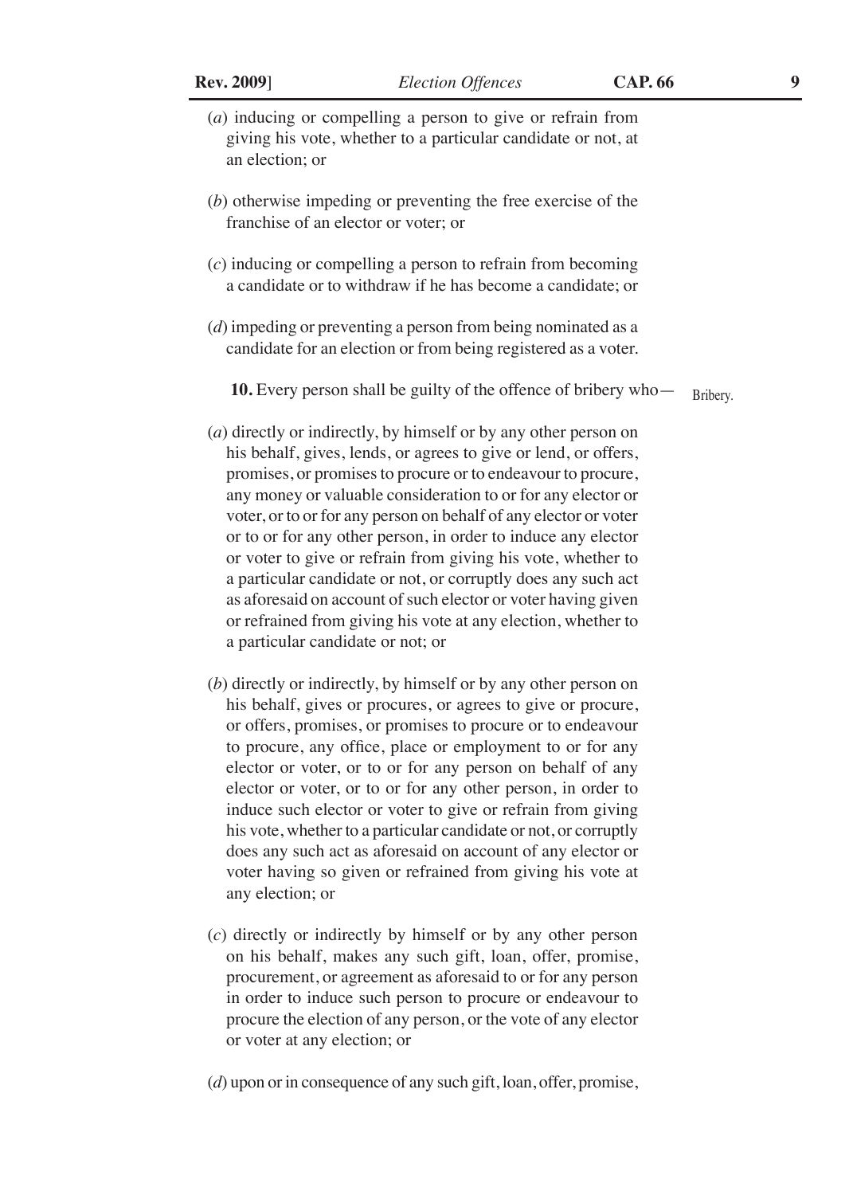(*a*) inducing or compelling a person to give or refrain from giving his vote, whether to a particular candidate or not, at an election; or

(*b*) otherwise impeding or preventing the free exercise of the franchise of an elector or voter; or

(*c*) inducing or compelling a person to refrain from becoming a candidate or to withdraw if he has become a candidate; or

(*d*) impeding or preventing a person from being nominated as a candidate for an election or from being registered as a voter.

**10.** Every person shall be guilty of the offence of bribery who— Bribery.

(*a*) directly or indirectly, by himself or by any other person on his behalf, gives, lends, or agrees to give or lend, or offers, promises, or promises to procure or to endeavour to procure, any money or valuable consideration to or for any elector or voter, or to or for any person on behalf of any elector or voter or to or for any other person, in order to induce any elector or voter to give or refrain from giving his vote, whether to a particular candidate or not, or corruptly does any such act as aforesaid on account of such elector or voter having given or refrained from giving his vote at any election, whether to a particular candidate or not; or

(*b*) directly or indirectly, by himself or by any other person on his behalf, gives or procures, or agrees to give or procure, or offers, promises, or promises to procure or to endeavour to procure, any office, place or employment to or for any elector or voter, or to or for any person on behalf of any elector or voter, or to or for any other person, in order to induce such elector or voter to give or refrain from giving his vote, whether to a particular candidate or not, or corruptly does any such act as aforesaid on account of any elector or voter having so given or refrained from giving his vote at any election; or

(*c*) directly or indirectly by himself or by any other person on his behalf, makes any such gift, loan, offer, promise, procurement, or agreement as aforesaid to or for any person in order to induce such person to procure or endeavour to procure the election of any person, or the vote of any elector or voter at any election; or

(*d*) upon or in consequence of any such gift, loan, offer, promise,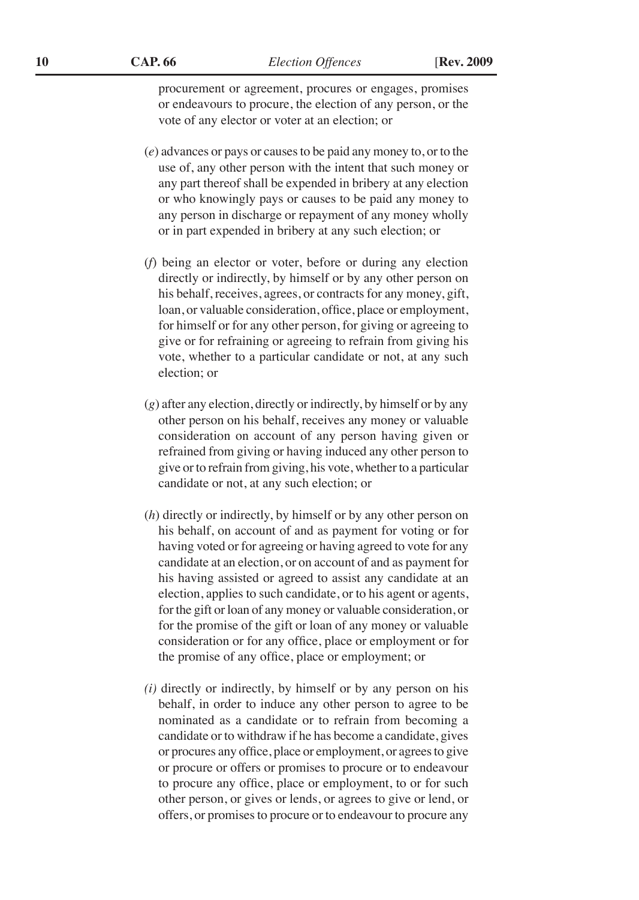procurement or agreement, procures or engages, promises or endeavours to procure, the election of any person, or the vote of any elector or voter at an election; or

(*e*) advances or pays or causes to be paid any money to, or to the use of, any other person with the intent that such money or any part thereof shall be expended in bribery at any election or who knowingly pays or causes to be paid any money to any person in discharge or repayment of any money wholly or in part expended in bribery at any such election; or

(*f*) being an elector or voter, before or during any election directly or indirectly, by himself or by any other person on his behalf, receives, agrees, or contracts for any money, gift, loan, or valuable consideration, office, place or employment, for himself or for any other person, for giving or agreeing to give or for refraining or agreeing to refrain from giving his vote, whether to a particular candidate or not, at any such election; or

(*g*) after any election, directly or indirectly, by himself or by any other person on his behalf, receives any money or valuable consideration on account of any person having given or refrained from giving or having induced any other person to give or to refrain from giving, his vote, whether to a particular candidate or not, at any such election; or

(*h*) directly or indirectly, by himself or by any other person on his behalf, on account of and as payment for voting or for having voted or for agreeing or having agreed to vote for any candidate at an election, or on account of and as payment for his having assisted or agreed to assist any candidate at an election, applies to such candidate, or to his agent or agents, for the gift or loan of any money or valuable consideration, or for the promise of the gift or loan of any money or valuable consideration or for any office, place or employment or for the promise of any office, place or employment; or

*(i)* directly or indirectly, by himself or by any person on his behalf, in order to induce any other person to agree to be nominated as a candidate or to refrain from becoming a candidate or to withdraw if he has become a candidate, gives or procures any office, place or employment, or agrees to give or procure or offers or promises to procure or to endeavour to procure any office, place or employment, to or for such other person, or gives or lends, or agrees to give or lend, or offers, or promises to procure or to endeavour to procure any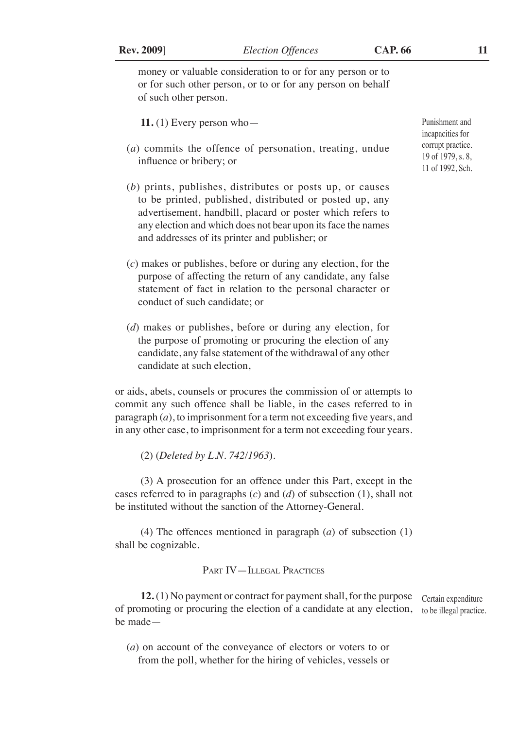money or valuable consideration to or for any person or to or for such other person, or to or for any person on behalf of such other person.

Punishment and incapacities for corrupt practice. 19 of 1979, s. 8, 11 of 1992, Sch.

**11.** (1) Every person who—

(*a*) commits the offence of personation, treating, undue influence or bribery; or

(*b*) prints, publishes, distributes or posts up, or causes to be printed, published, distributed or posted up, any advertisement, handbill, placard or poster which refers to any election and which does not bear upon its face the names and addresses of its printer and publisher; or

(*c*) makes or publishes, before or during any election, for the purpose of affecting the return of any candidate, any false statement of fact in relation to the personal character or conduct of such candidate; or

(*d*) makes or publishes, before or during any election, for the purpose of promoting or procuring the election of any candidate, any false statement of the withdrawal of any other candidate at such election,

or aids, abets, counsels or procures the commission of or attempts to commit any such offence shall be liable, in the cases referred to in paragraph (*a*), to imprisonment for a term not exceeding five years, and in any other case, to imprisonment for a term not exceeding four years.

(2) (*Deleted by L.N. 742/1963*).

(3) A prosecution for an offence under this Part, except in the cases referred to in paragraphs (*c*) and (*d*) of subsection (1), shall not be instituted without the sanction of the Attorney-General.

(4) The offences mentioned in paragraph (*a*) of subsection (1) shall be cognizable.

## PART IV—ILLEGAL PRACTICES

Certain expenditure to be illegal practice.

**12.** (1) No payment or contract for payment shall, for the purpose of promoting or procuring the election of a candidate at any election, be made—

(*a*) on account of the conveyance of electors or voters to or from the poll, whether for the hiring of vehicles, vessels or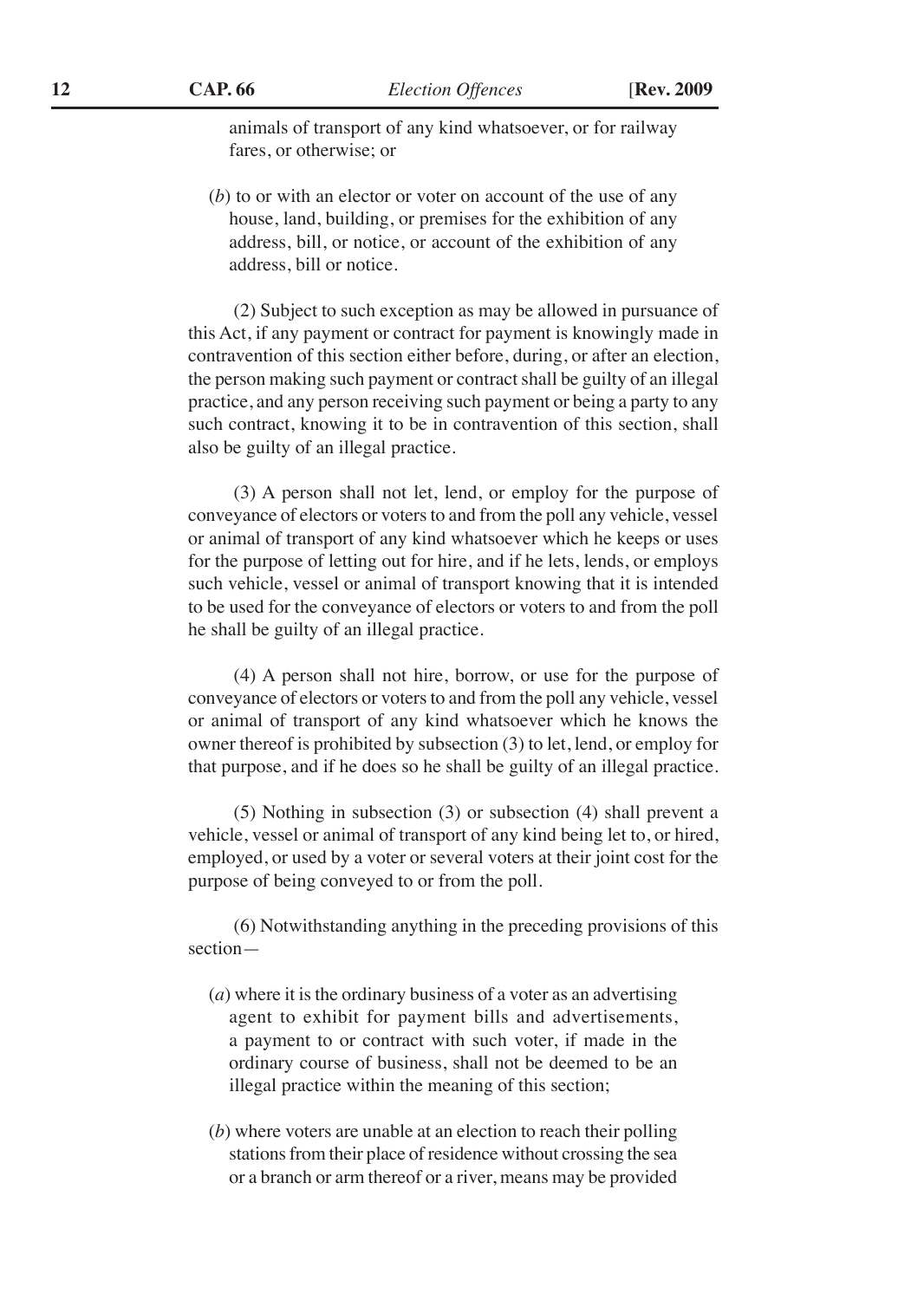animals of transport of any kind whatsoever, or for railway fares, or otherwise; or

(*b*) to or with an elector or voter on account of the use of any house, land, building, or premises for the exhibition of any address, bill, or notice, or account of the exhibition of any address, bill or notice.

(2) Subject to such exception as may be allowed in pursuance of this Act, if any payment or contract for payment is knowingly made in contravention of this section either before, during, or after an election, the person making such payment or contract shall be guilty of an illegal practice, and any person receiving such payment or being a party to any such contract, knowing it to be in contravention of this section, shall also be guilty of an illegal practice.

(3) A person shall not let, lend, or employ for the purpose of conveyance of electors or voters to and from the poll any vehicle, vessel or animal of transport of any kind whatsoever which he keeps or uses for the purpose of letting out for hire, and if he lets, lends, or employs such vehicle, vessel or animal of transport knowing that it is intended to be used for the conveyance of electors or voters to and from the poll he shall be guilty of an illegal practice.

(4) A person shall not hire, borrow, or use for the purpose of conveyance of electors or voters to and from the poll any vehicle, vessel or animal of transport of any kind whatsoever which he knows the owner thereof is prohibited by subsection (3) to let, lend, or employ for that purpose, and if he does so he shall be guilty of an illegal practice.

(5) Nothing in subsection (3) or subsection (4) shall prevent a vehicle, vessel or animal of transport of any kind being let to, or hired, employed, or used by a voter or several voters at their joint cost for the purpose of being conveyed to or from the poll.

(6) Notwithstanding anything in the preceding provisions of this section—

(*a*) where it is the ordinary business of a voter as an advertising agent to exhibit for payment bills and advertisements, a payment to or contract with such voter, if made in the ordinary course of business, shall not be deemed to be an illegal practice within the meaning of this section;

(*b*) where voters are unable at an election to reach their polling stations from their place of residence without crossing the sea or a branch or arm thereof or a river, means may be provided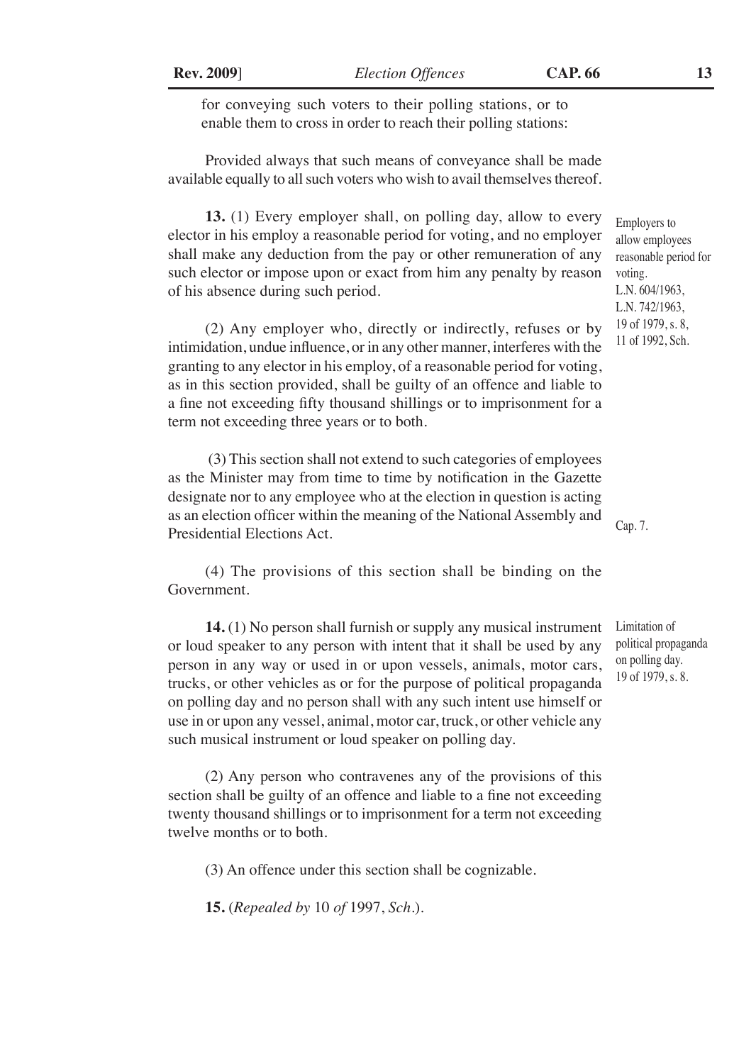for conveying such voters to their polling stations, or to enable them to cross in order to reach their polling stations:

Provided always that such means of conveyance shall be made available equally to all such voters who wish to avail themselves thereof.

*Employers to allow employees reasonable period for voting. L.N. 604/1963, L.N. 742/1963, 19 of 1979, s. 8, 11 of 1992, Sch.*

**13.** (1) Every employer shall, on polling day, allow to every elector in his employ a reasonable period for voting, and no employer shall make any deduction from the pay or other remuneration of any such elector or impose upon or exact from him any penalty by reason of his absence during such period.

(2) Any employer who, directly or indirectly, refuses or by intimidation, undue influence, or in any other manner, interferes with the granting to any elector in his employ, of a reasonable period for voting, as in this section provided, shall be guilty of an offence and liable to a fine not exceeding fifty thousand shillings or to imprisonment for a term not exceeding three years or to both.

(3) This section shall not extend to such categories of employees as the Minister may from time to time by notification in the Gazette designate nor to any employee who at the election in question is acting as an election officer within the meaning of the National Assembly and Presidential Elections Act. *Cap. 7.*

(4) The provisions of this section shall be binding on the Government.

*Limitation of political propaganda on polling day. 19 of 1979, s. 8.*

**14.** (1) No person shall furnish or supply any musical instrument or loud speaker to any person with intent that it shall be used by any person in any way or used in or upon vessels, animals, motor cars, trucks, or other vehicles as or for the purpose of political propaganda on polling day and no person shall with any such intent use himself or use in or upon any vessel, animal, motor car, truck, or other vehicle any such musical instrument or loud speaker on polling day.

(2) Any person who contravenes any of the provisions of this section shall be guilty of an offence and liable to a fine not exceeding twenty thousand shillings or to imprisonment for a term not exceeding twelve months or to both.

(3) An offence under this section shall be cognizable.

**15.** (*Repealed by* 10 *of* 1997, *Sch.*).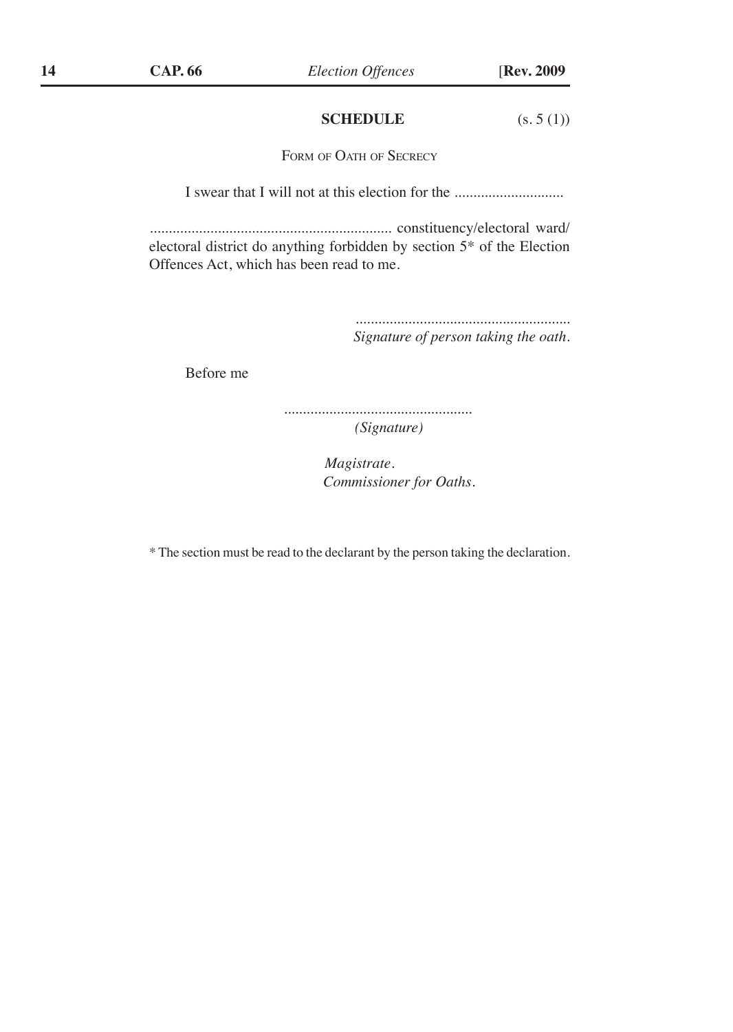## SCHEDULE

(s. 5 (1))

FORM OF OATH OF SECRECY

I swear that I will not at this election for the ............................

................................................................ constituency/electoral ward/ electoral district do anything forbidden by section 5* of the Election Offences Act, which has been read to me.

.........................................................
*Signature of person taking the oath.*

Before me

.................................................
*(Signature)*

*Magistrate.*
*Commissioner for Oaths.*

* The section must be read to the declarant by the person taking the declaration.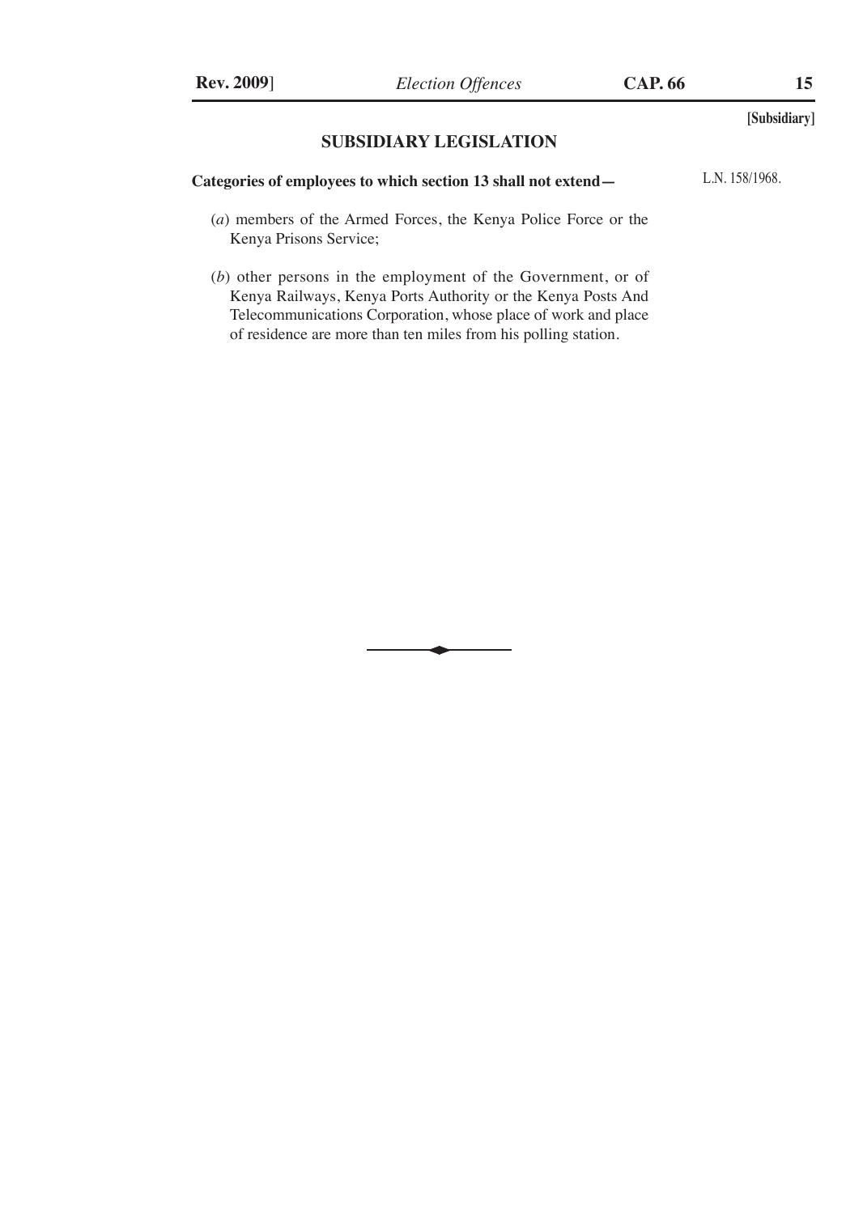[Subsidiary]

## SUBSIDIARY LEGISLATION

**Categories of employees to which section 13 shall not extend—**

L.N. 158/1968.

(*a*) members of the Armed Forces, the Kenya Police Force or the Kenya Prisons Service;

(*b*) other persons in the employment of the Government, or of Kenya Railways, Kenya Ports Authority or the Kenya Posts And Telecommunications Corporation, whose place of work and place of residence are more than ten miles from his polling station.